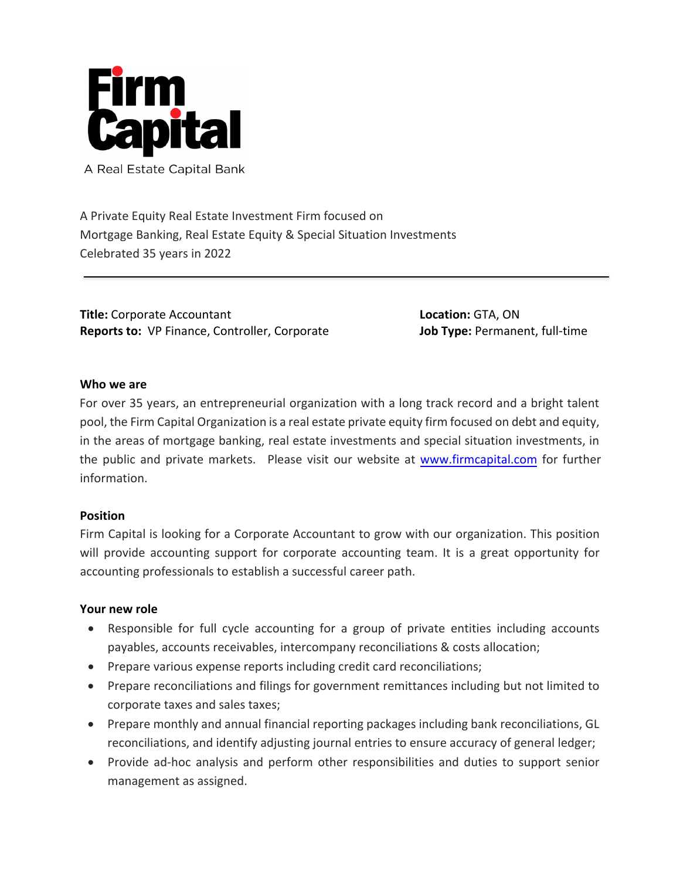# Firm Capital

A Real Estate Capital Bank

A Private Equity Real Estate Investment Firm focused on
Mortgage Banking, Real Estate Equity & Special Situation Investments
Celebrated 35 years in 2022

---

**Title:** Corporate Accountant
**Reports to:** VP Finance, Controller, Corporate

**Location:** GTA, ON
**Job Type:** Permanent, full-time

**Who we are**

For over 35 years, an entrepreneurial organization with a long track record and a bright talent pool, the Firm Capital Organization is a real estate private equity firm focused on debt and equity, in the areas of mortgage banking, real estate investments and special situation investments, in the public and private markets. Please visit our website at [www.firmcapital.com](http://www.firmcapital.com) for further information.

**Position**

Firm Capital is looking for a Corporate Accountant to grow with our organization. This position will provide accounting support for corporate accounting team. It is a great opportunity for accounting professionals to establish a successful career path.

**Your new role**

- Responsible for full cycle accounting for a group of private entities including accounts payables, accounts receivables, intercompany reconciliations & costs allocation;
- Prepare various expense reports including credit card reconciliations;
- Prepare reconciliations and filings for government remittances including but not limited to corporate taxes and sales taxes;
- Prepare monthly and annual financial reporting packages including bank reconciliations, GL reconciliations, and identify adjusting journal entries to ensure accuracy of general ledger;
- Provide ad-hoc analysis and perform other responsibilities and duties to support senior management as assigned.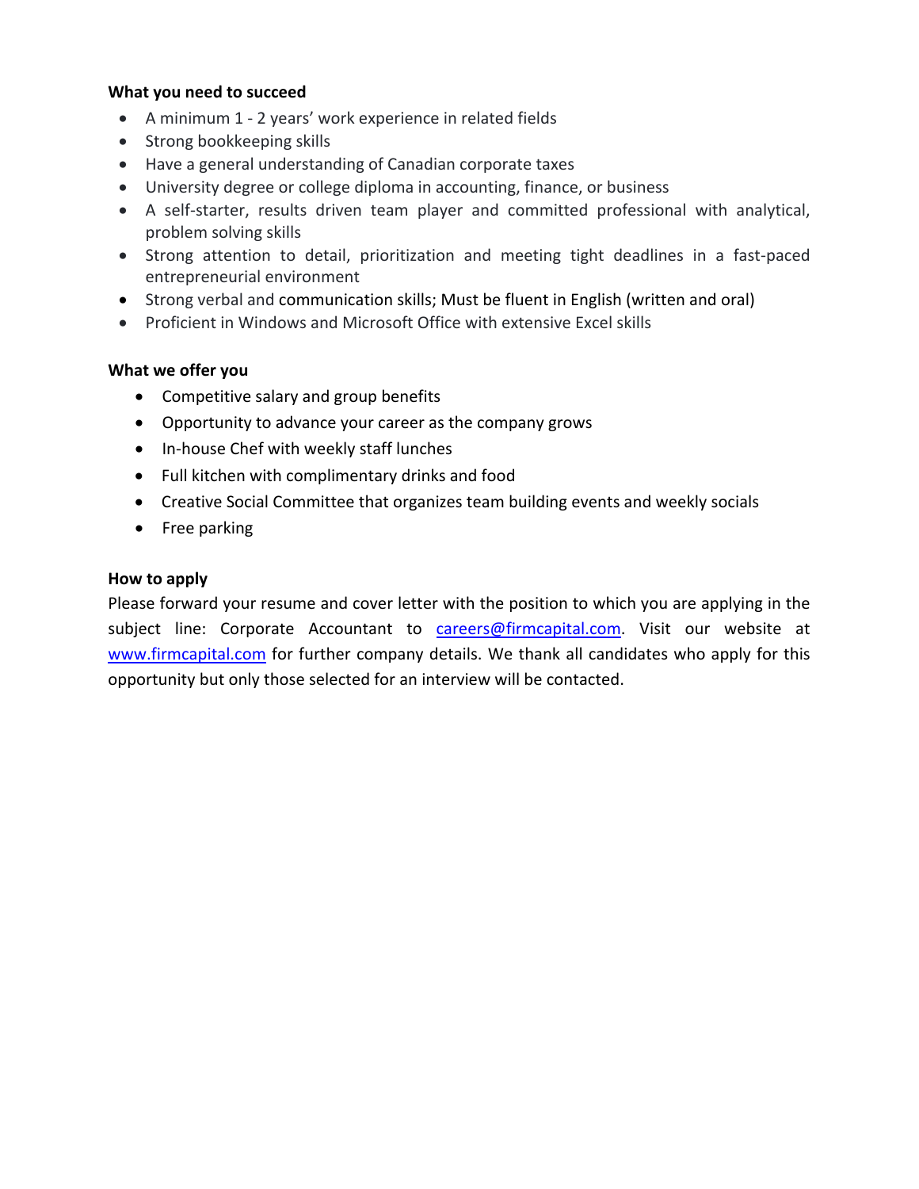**What you need to succeed**

- A minimum 1 - 2 years' work experience in related fields
- Strong bookkeeping skills
- Have a general understanding of Canadian corporate taxes
- University degree or college diploma in accounting, finance, or business
- A self-starter, results driven team player and committed professional with analytical, problem solving skills
- Strong attention to detail, prioritization and meeting tight deadlines in a fast-paced entrepreneurial environment
- Strong verbal and communication skills; Must be fluent in English (written and oral)
- Proficient in Windows and Microsoft Office with extensive Excel skills

**What we offer you**

- Competitive salary and group benefits
- Opportunity to advance your career as the company grows
- In-house Chef with weekly staff lunches
- Full kitchen with complimentary drinks and food
- Creative Social Committee that organizes team building events and weekly socials
- Free parking

**How to apply**

Please forward your resume and cover letter with the position to which you are applying in the subject line: Corporate Accountant to careers@firmcapital.com. Visit our website at www.firmcapital.com for further company details. We thank all candidates who apply for this opportunity but only those selected for an interview will be contacted.